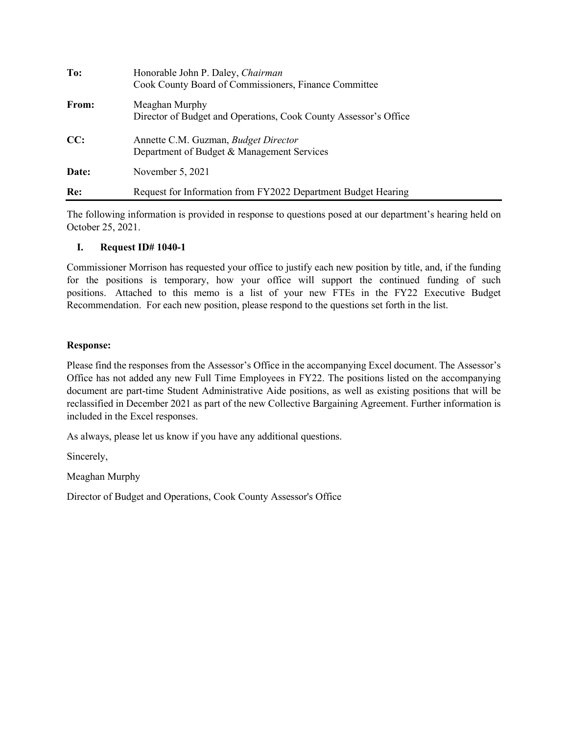| | |
|---|---|
| **To:** | Honorable John P. Daley, *Chairman*<br>Cook County Board of Commissioners, Finance Committee |
| **From:** | Meaghan Murphy<br>Director of Budget and Operations, Cook County Assessor's Office |
| **CC:** | Annette C.M. Guzman, *Budget Director*<br>Department of Budget & Management Services |
| **Date:** | November 5, 2021 |
| **Re:** | Request for Information from FY2022 Department Budget Hearing |

The following information is provided in response to questions posed at our department's hearing held on October 25, 2021.

## I. Request ID# 1040-1

Commissioner Morrison has requested your office to justify each new position by title, and, if the funding for the positions is temporary, how your office will support the continued funding of such positions. Attached to this memo is a list of your new FTEs in the FY22 Executive Budget Recommendation. For each new position, please respond to the questions set forth in the list.

**Response:**

Please find the responses from the Assessor's Office in the accompanying Excel document. The Assessor's Office has not added any new Full Time Employees in FY22. The positions listed on the accompanying document are part-time Student Administrative Aide positions, as well as existing positions that will be reclassified in December 2021 as part of the new Collective Bargaining Agreement. Further information is included in the Excel responses.

As always, please let us know if you have any additional questions.

Sincerely,

Meaghan Murphy

Director of Budget and Operations, Cook County Assessor's Office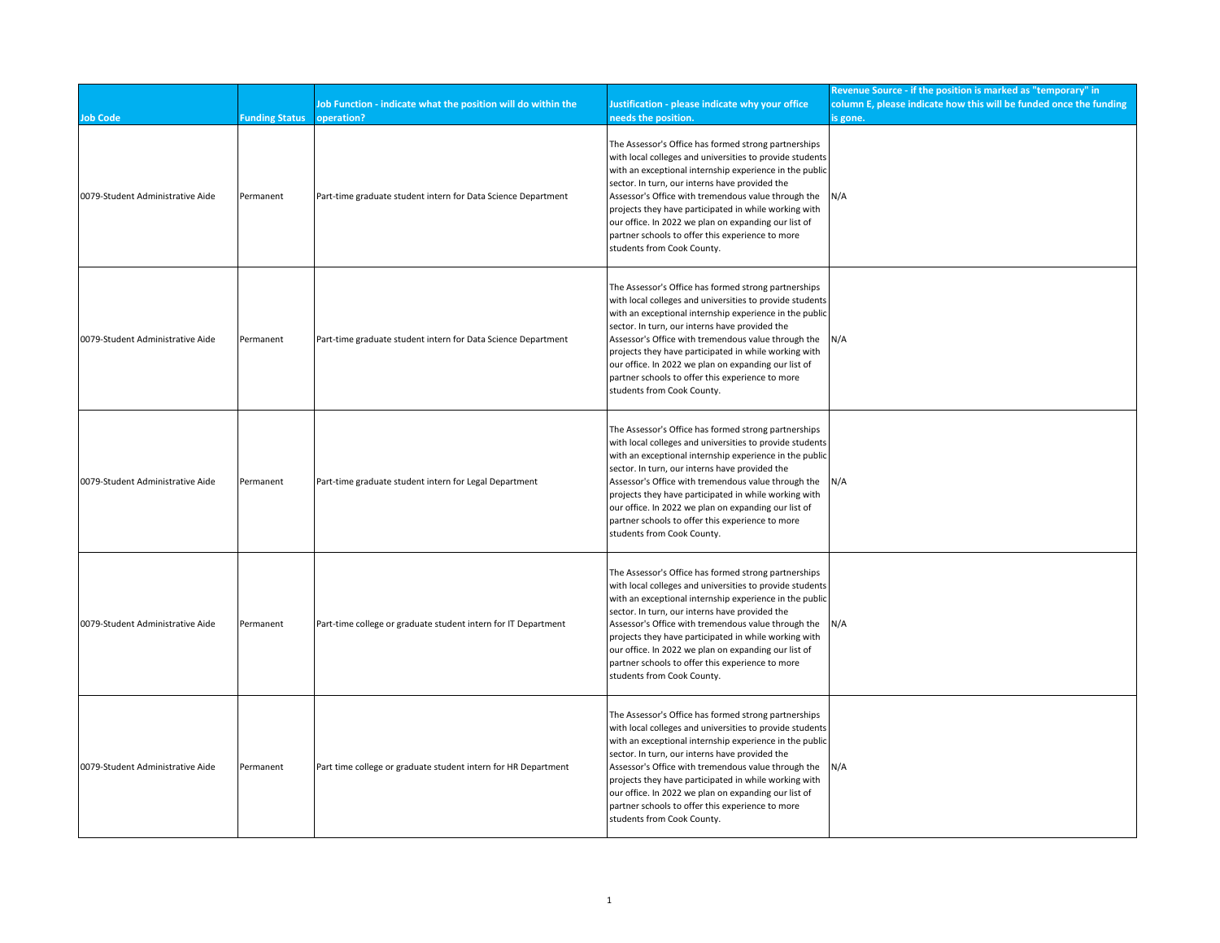| Job Code | Funding Status | Job Function - indicate what the position will do within the operation? | Justification - please indicate why your office needs the position. | Revenue Source - if the position is marked as "temporary" in column E, please indicate how this will be funded once the funding is gone. |
|---|---|---|---|---|
| 0079-Student Administrative Aide | Permanent | Part-time graduate student intern for Data Science Department | The Assessor's Office has formed strong partnerships with local colleges and universities to provide students with an exceptional internship experience in the public sector. In turn, our interns have provided the Assessor's Office with tremendous value through the projects they have participated in while working with our office. In 2022 we plan on expanding our list of partner schools to offer this experience to more students from Cook County. | N/A |
| 0079-Student Administrative Aide | Permanent | Part-time graduate student intern for Data Science Department | The Assessor's Office has formed strong partnerships with local colleges and universities to provide students with an exceptional internship experience in the public sector. In turn, our interns have provided the Assessor's Office with tremendous value through the projects they have participated in while working with our office. In 2022 we plan on expanding our list of partner schools to offer this experience to more students from Cook County. | N/A |
| 0079-Student Administrative Aide | Permanent | Part-time graduate student intern for Legal Department | The Assessor's Office has formed strong partnerships with local colleges and universities to provide students with an exceptional internship experience in the public sector. In turn, our interns have provided the Assessor's Office with tremendous value through the projects they have participated in while working with our office. In 2022 we plan on expanding our list of partner schools to offer this experience to more students from Cook County. | N/A |
| 0079-Student Administrative Aide | Permanent | Part-time college or graduate student intern for IT Department | The Assessor's Office has formed strong partnerships with local colleges and universities to provide students with an exceptional internship experience in the public sector. In turn, our interns have provided the Assessor's Office with tremendous value through the projects they have participated in while working with our office. In 2022 we plan on expanding our list of partner schools to offer this experience to more students from Cook County. | N/A |
| 0079-Student Administrative Aide | Permanent | Part time college or graduate student intern for HR Department | The Assessor's Office has formed strong partnerships with local colleges and universities to provide students with an exceptional internship experience in the public sector. In turn, our interns have provided the Assessor's Office with tremendous value through the projects they have participated in while working with our office. In 2022 we plan on expanding our list of partner schools to offer this experience to more students from Cook County. | N/A |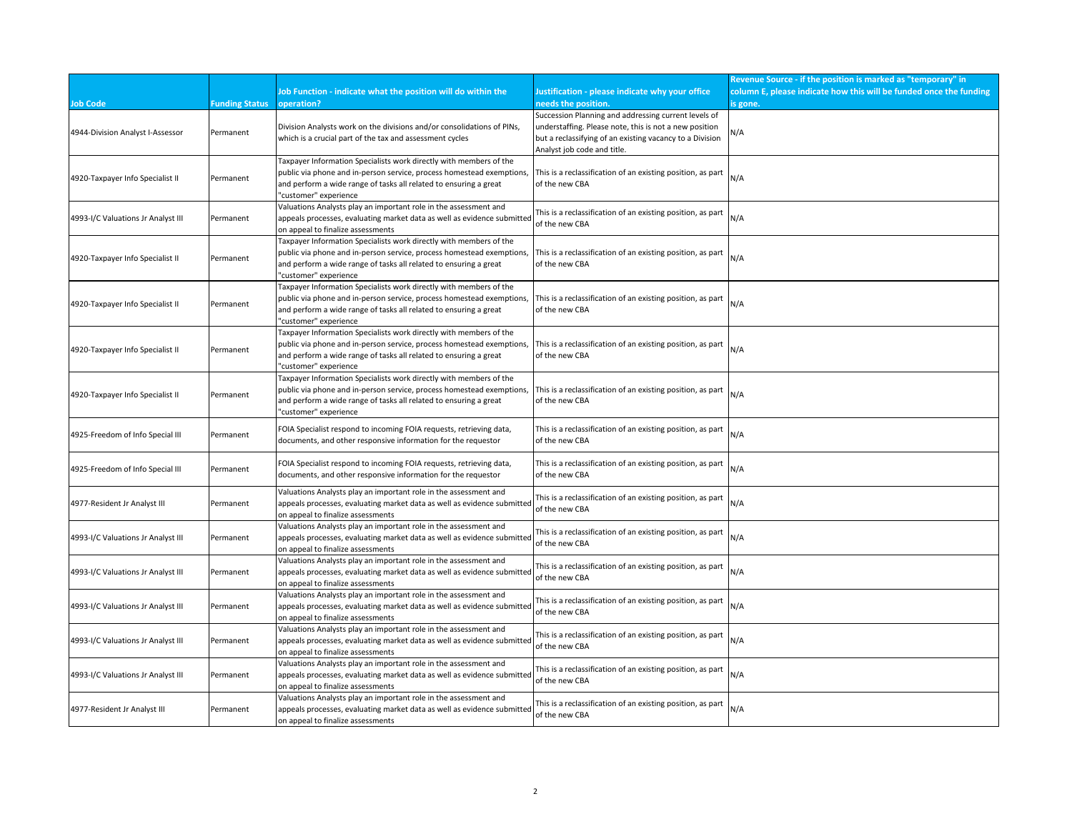| Job Code | Funding Status | Job Function - indicate what the position will do within the operation? | Justification - please indicate why your office needs the position. | Revenue Source - if the position is marked as "temporary" in column E, please indicate how this will be funded once the funding is gone. |
|---|---|---|---|---|
| 4944-Division Analyst I-Assessor | Permanent | Division Analysts work on the divisions and/or consolidations of PINs, which is a crucial part of the tax and assessment cycles | Succession Planning and addressing current levels of understaffing. Please note, this is not a new position but a reclassifying of an existing vacancy to a Division Analyst job code and title. | N/A |
| 4920-Taxpayer Info Specialist II | Permanent | Taxpayer Information Specialists work directly with members of the public via phone and in-person service, process homestead exemptions, and perform a wide range of tasks all related to ensuring a great "customer" experience | This is a reclassification of an existing position, as part of the new CBA | N/A |
| 4993-I/C Valuations Jr Analyst III | Permanent | Valuations Analysts play an important role in the assessment and appeals processes, evaluating market data as well as evidence submitted on appeal to finalize assessments | This is a reclassification of an existing position, as part of the new CBA | N/A |
| 4920-Taxpayer Info Specialist II | Permanent | Taxpayer Information Specialists work directly with members of the public via phone and in-person service, process homestead exemptions, and perform a wide range of tasks all related to ensuring a great "customer" experience | This is a reclassification of an existing position, as part of the new CBA | N/A |
| 4920-Taxpayer Info Specialist II | Permanent | Taxpayer Information Specialists work directly with members of the public via phone and in-person service, process homestead exemptions, and perform a wide range of tasks all related to ensuring a great "customer" experience | This is a reclassification of an existing position, as part of the new CBA | N/A |
| 4920-Taxpayer Info Specialist II | Permanent | Taxpayer Information Specialists work directly with members of the public via phone and in-person service, process homestead exemptions, and perform a wide range of tasks all related to ensuring a great "customer" experience | This is a reclassification of an existing position, as part of the new CBA | N/A |
| 4920-Taxpayer Info Specialist II | Permanent | Taxpayer Information Specialists work directly with members of the public via phone and in-person service, process homestead exemptions, and perform a wide range of tasks all related to ensuring a great "customer" experience | This is a reclassification of an existing position, as part of the new CBA | N/A |
| 4925-Freedom of Info Special III | Permanent | FOIA Specialist respond to incoming FOIA requests, retrieving data, documents, and other responsive information for the requestor | This is a reclassification of an existing position, as part of the new CBA | N/A |
| 4925-Freedom of Info Special III | Permanent | FOIA Specialist respond to incoming FOIA requests, retrieving data, documents, and other responsive information for the requestor | This is a reclassification of an existing position, as part of the new CBA | N/A |
| 4977-Resident Jr Analyst III | Permanent | Valuations Analysts play an important role in the assessment and appeals processes, evaluating market data as well as evidence submitted on appeal to finalize assessments | This is a reclassification of an existing position, as part of the new CBA | N/A |
| 4993-I/C Valuations Jr Analyst III | Permanent | Valuations Analysts play an important role in the assessment and appeals processes, evaluating market data as well as evidence submitted on appeal to finalize assessments | This is a reclassification of an existing position, as part of the new CBA | N/A |
| 4993-I/C Valuations Jr Analyst III | Permanent | Valuations Analysts play an important role in the assessment and appeals processes, evaluating market data as well as evidence submitted on appeal to finalize assessments | This is a reclassification of an existing position, as part of the new CBA | N/A |
| 4993-I/C Valuations Jr Analyst III | Permanent | Valuations Analysts play an important role in the assessment and appeals processes, evaluating market data as well as evidence submitted on appeal to finalize assessments | This is a reclassification of an existing position, as part of the new CBA | N/A |
| 4993-I/C Valuations Jr Analyst III | Permanent | Valuations Analysts play an important role in the assessment and appeals processes, evaluating market data as well as evidence submitted on appeal to finalize assessments | This is a reclassification of an existing position, as part of the new CBA | N/A |
| 4993-I/C Valuations Jr Analyst III | Permanent | Valuations Analysts play an important role in the assessment and appeals processes, evaluating market data as well as evidence submitted on appeal to finalize assessments | This is a reclassification of an existing position, as part of the new CBA | N/A |
| 4977-Resident Jr Analyst III | Permanent | Valuations Analysts play an important role in the assessment and appeals processes, evaluating market data as well as evidence submitted on appeal to finalize assessments | This is a reclassification of an existing position, as part of the new CBA | N/A |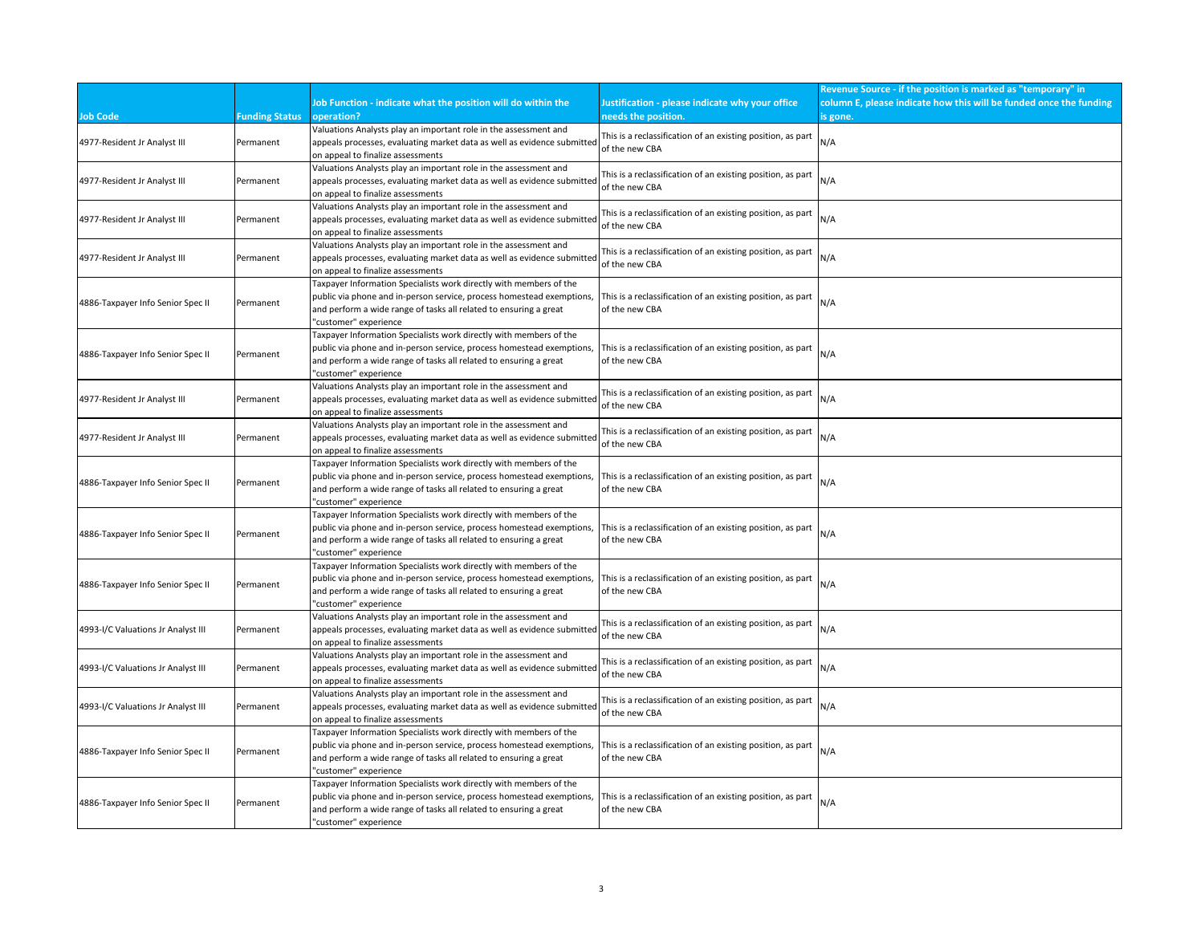| Job Code | Funding Status | Job Function - indicate what the position will do within the operation? | Justification - please indicate why your office needs the position. | Revenue Source - if the position is marked as "temporary" in column E, please indicate how this will be funded once the funding is gone. |
|---|---|---|---|---|
| 4977-Resident Jr Analyst III | Permanent | Valuations Analysts play an important role in the assessment and appeals processes, evaluating market data as well as evidence submitted on appeal to finalize assessments | This is a reclassification of an existing position, as part of the new CBA | N/A |
| 4977-Resident Jr Analyst III | Permanent | Valuations Analysts play an important role in the assessment and appeals processes, evaluating market data as well as evidence submitted on appeal to finalize assessments | This is a reclassification of an existing position, as part of the new CBA | N/A |
| 4977-Resident Jr Analyst III | Permanent | Valuations Analysts play an important role in the assessment and appeals processes, evaluating market data as well as evidence submitted on appeal to finalize assessments | This is a reclassification of an existing position, as part of the new CBA | N/A |
| 4977-Resident Jr Analyst III | Permanent | Valuations Analysts play an important role in the assessment and appeals processes, evaluating market data as well as evidence submitted on appeal to finalize assessments | This is a reclassification of an existing position, as part of the new CBA | N/A |
| 4886-Taxpayer Info Senior Spec II | Permanent | Taxpayer Information Specialists work directly with members of the public via phone and in-person service, process homestead exemptions, and perform a wide range of tasks all related to ensuring a great "customer" experience | This is a reclassification of an existing position, as part of the new CBA | N/A |
| 4886-Taxpayer Info Senior Spec II | Permanent | Taxpayer Information Specialists work directly with members of the public via phone and in-person service, process homestead exemptions, and perform a wide range of tasks all related to ensuring a great "customer" experience | This is a reclassification of an existing position, as part of the new CBA | N/A |
| 4977-Resident Jr Analyst III | Permanent | Valuations Analysts play an important role in the assessment and appeals processes, evaluating market data as well as evidence submitted on appeal to finalize assessments | This is a reclassification of an existing position, as part of the new CBA | N/A |
| 4977-Resident Jr Analyst III | Permanent | Valuations Analysts play an important role in the assessment and appeals processes, evaluating market data as well as evidence submitted on appeal to finalize assessments | This is a reclassification of an existing position, as part of the new CBA | N/A |
| 4886-Taxpayer Info Senior Spec II | Permanent | Taxpayer Information Specialists work directly with members of the public via phone and in-person service, process homestead exemptions, and perform a wide range of tasks all related to ensuring a great "customer" experience | This is a reclassification of an existing position, as part of the new CBA | N/A |
| 4886-Taxpayer Info Senior Spec II | Permanent | Taxpayer Information Specialists work directly with members of the public via phone and in-person service, process homestead exemptions, and perform a wide range of tasks all related to ensuring a great "customer" experience | This is a reclassification of an existing position, as part of the new CBA | N/A |
| 4886-Taxpayer Info Senior Spec II | Permanent | Taxpayer Information Specialists work directly with members of the public via phone and in-person service, process homestead exemptions, and perform a wide range of tasks all related to ensuring a great "customer" experience | This is a reclassification of an existing position, as part of the new CBA | N/A |
| 4993-I/C Valuations Jr Analyst III | Permanent | Valuations Analysts play an important role in the assessment and appeals processes, evaluating market data as well as evidence submitted on appeal to finalize assessments | This is a reclassification of an existing position, as part of the new CBA | N/A |
| 4993-I/C Valuations Jr Analyst III | Permanent | Valuations Analysts play an important role in the assessment and appeals processes, evaluating market data as well as evidence submitted on appeal to finalize assessments | This is a reclassification of an existing position, as part of the new CBA | N/A |
| 4993-I/C Valuations Jr Analyst III | Permanent | Valuations Analysts play an important role in the assessment and appeals processes, evaluating market data as well as evidence submitted on appeal to finalize assessments | This is a reclassification of an existing position, as part of the new CBA | N/A |
| 4886-Taxpayer Info Senior Spec II | Permanent | Taxpayer Information Specialists work directly with members of the public via phone and in-person service, process homestead exemptions, and perform a wide range of tasks all related to ensuring a great "customer" experience | This is a reclassification of an existing position, as part of the new CBA | N/A |
| 4886-Taxpayer Info Senior Spec II | Permanent | Taxpayer Information Specialists work directly with members of the public via phone and in-person service, process homestead exemptions, and perform a wide range of tasks all related to ensuring a great "customer" experience | This is a reclassification of an existing position, as part of the new CBA | N/A |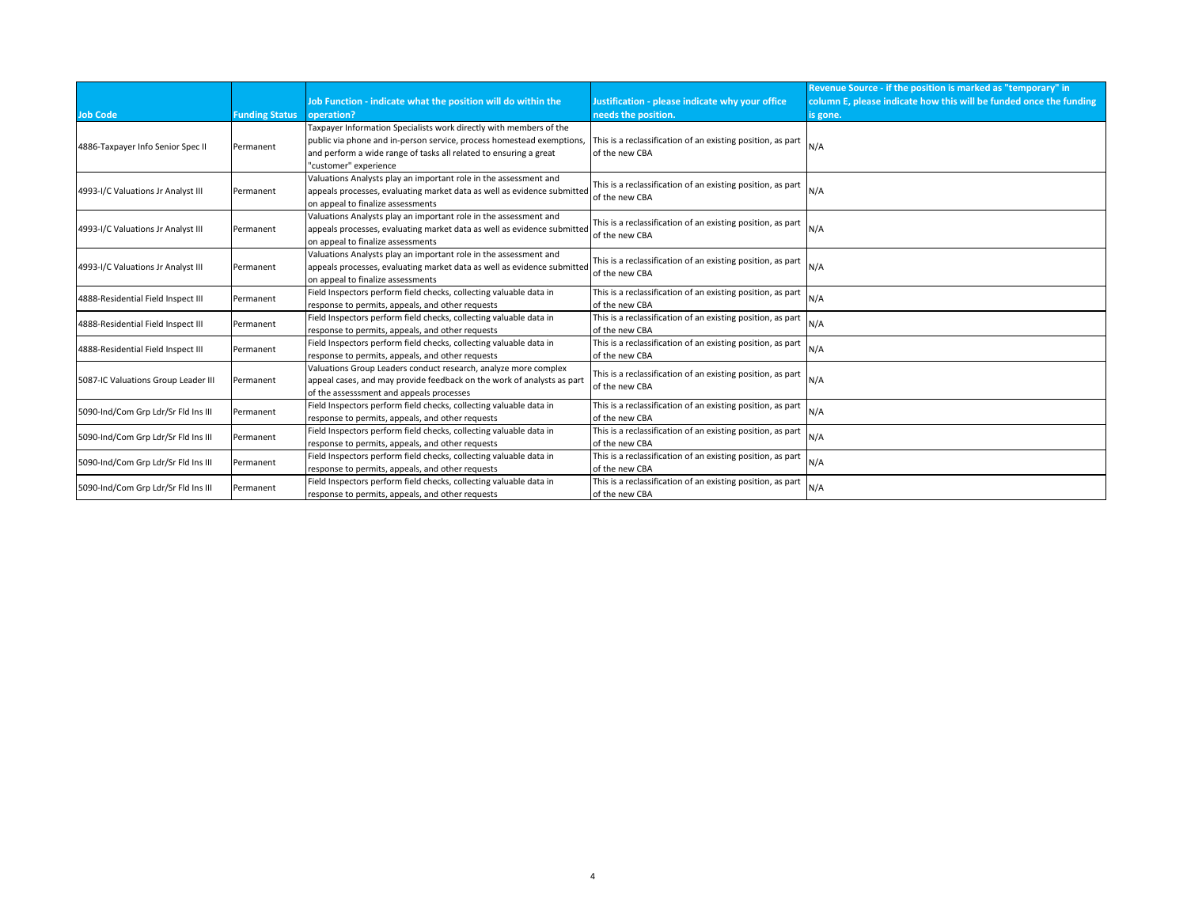| Job Code | Funding Status | Job Function - indicate what the position will do within the operation? | Justification - please indicate why your office needs the position. | Revenue Source - if the position is marked as "temporary" in column E, please indicate how this will be funded once the funding is gone. |
|---|---|---|---|---|
| 4886-Taxpayer Info Senior Spec II | Permanent | Taxpayer Information Specialists work directly with members of the public via phone and in-person service, process homestead exemptions, and perform a wide range of tasks all related to ensuring a great "customer" experience | This is a reclassification of an existing position, as part of the new CBA | N/A |
| 4993-I/C Valuations Jr Analyst III | Permanent | Valuations Analysts play an important role in the assessment and appeals processes, evaluating market data as well as evidence submitted on appeal to finalize assessments | This is a reclassification of an existing position, as part of the new CBA | N/A |
| 4993-I/C Valuations Jr Analyst III | Permanent | Valuations Analysts play an important role in the assessment and appeals processes, evaluating market data as well as evidence submitted on appeal to finalize assessments | This is a reclassification of an existing position, as part of the new CBA | N/A |
| 4993-I/C Valuations Jr Analyst III | Permanent | Valuations Analysts play an important role in the assessment and appeals processes, evaluating market data as well as evidence submitted on appeal to finalize assessments | This is a reclassification of an existing position, as part of the new CBA | N/A |
| 4888-Residential Field Inspect III | Permanent | Field Inspectors perform field checks, collecting valuable data in response to permits, appeals, and other requests | This is a reclassification of an existing position, as part of the new CBA | N/A |
| 4888-Residential Field Inspect III | Permanent | Field Inspectors perform field checks, collecting valuable data in response to permits, appeals, and other requests | This is a reclassification of an existing position, as part of the new CBA | N/A |
| 4888-Residential Field Inspect III | Permanent | Field Inspectors perform field checks, collecting valuable data in response to permits, appeals, and other requests | This is a reclassification of an existing position, as part of the new CBA | N/A |
| 5087-IC Valuations Group Leader III | Permanent | Valuations Group Leaders conduct research, analyze more complex appeal cases, and may provide feedback on the work of analysts as part of the assesssment and appeals processes | This is a reclassification of an existing position, as part of the new CBA | N/A |
| 5090-Ind/Com Grp Ldr/Sr Fld Ins III | Permanent | Field Inspectors perform field checks, collecting valuable data in response to permits, appeals, and other requests | This is a reclassification of an existing position, as part of the new CBA | N/A |
| 5090-Ind/Com Grp Ldr/Sr Fld Ins III | Permanent | Field Inspectors perform field checks, collecting valuable data in response to permits, appeals, and other requests | This is a reclassification of an existing position, as part of the new CBA | N/A |
| 5090-Ind/Com Grp Ldr/Sr Fld Ins III | Permanent | Field Inspectors perform field checks, collecting valuable data in response to permits, appeals, and other requests | This is a reclassification of an existing position, as part of the new CBA | N/A |
| 5090-Ind/Com Grp Ldr/Sr Fld Ins III | Permanent | Field Inspectors perform field checks, collecting valuable data in response to permits, appeals, and other requests | This is a reclassification of an existing position, as part of the new CBA | N/A |